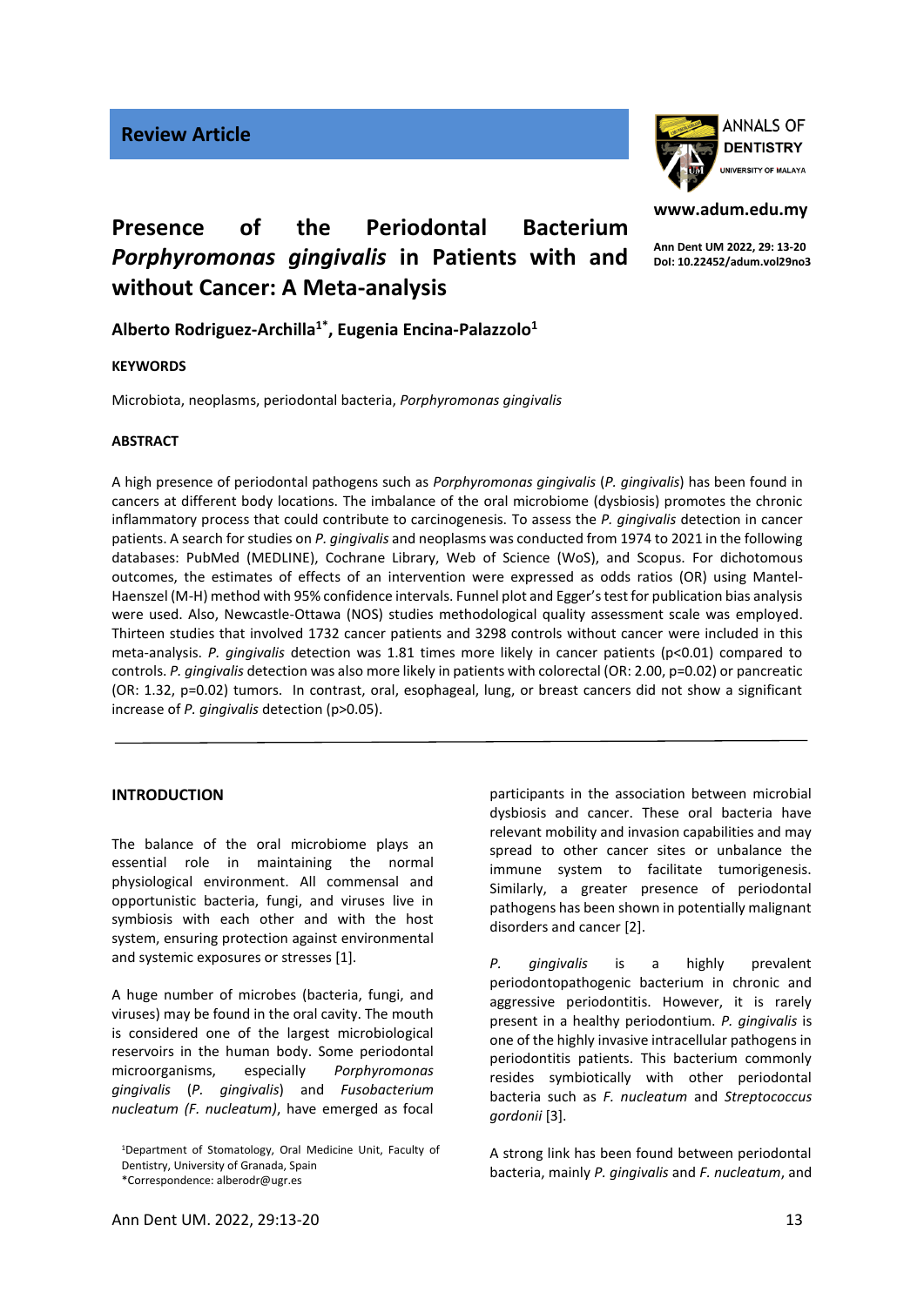**Review Article**

# Presence of the Periodontal Bacterium *Porphyromonas gingivalis* in Patients with and without Cancer: A Meta-analysis

**Alberto Rodriguez-Archilla[1*], Eugenia Encina-Palazzolo[1]**

**KEYWORDS**

Microbiota, neoplasms, periodontal bacteria, *Porphyromonas gingivalis*

**ABSTRACT**

A high presence of periodontal pathogens such as *Porphyromonas gingivalis* (*P. gingivalis*) has been found in cancers at different body locations. The imbalance of the oral microbiome (dysbiosis) promotes the chronic inflammatory process that could contribute to carcinogenesis. To assess the *P. gingivalis* detection in cancer patients. A search for studies on *P. gingivalis* and neoplasms was conducted from 1974 to 2021 in the following databases: PubMed (MEDLINE), Cochrane Library, Web of Science (WoS), and Scopus. For dichotomous outcomes, the estimates of effects of an intervention were expressed as odds ratios (OR) using Mantel-Haenszel (M-H) method with 95% confidence intervals. Funnel plot and Egger's test for publication bias analysis were used. Also, Newcastle-Ottawa (NOS) studies methodological quality assessment scale was employed. Thirteen studies that involved 1732 cancer patients and 3298 controls without cancer were included in this meta-analysis. *P. gingivalis* detection was 1.81 times more likely in cancer patients ($p<0.01$) compared to controls. *P. gingivalis* detection was also more likely in patients with colorectal (OR: 2.00, $p=0.02$) or pancreatic (OR: 1.32, $p=0.02$) tumors. In contrast, oral, esophageal, lung, or breast cancers did not show a significant increase of *P. gingivalis* detection ($p>0.05$).

## INTRODUCTION

The balance of the oral microbiome plays an essential role in maintaining the normal physiological environment. All commensal and opportunistic bacteria, fungi, and viruses live in symbiosis with each other and with the host system, ensuring protection against environmental and systemic exposures or stresses [1].

A huge number of microbes (bacteria, fungi, and viruses) may be found in the oral cavity. The mouth is considered one of the largest microbiological reservoirs in the human body. Some periodontal microorganisms, especially *Porphyromonas gingivalis* (*P. gingivalis*) and *Fusobacterium nucleatum (F. nucleatum)*, have emerged as focal participants in the association between microbial dysbiosis and cancer. These oral bacteria have relevant mobility and invasion capabilities and may spread to other cancer sites or unbalance the immune system to facilitate tumorigenesis. Similarly, a greater presence of periodontal pathogens has been shown in potentially malignant disorders and cancer [2].

*P. gingivalis* is a highly prevalent periodontopathogenic bacterium in chronic and aggressive periodontitis. However, it is rarely present in a healthy periodontium. *P. gingivalis* is one of the highly invasive intracellular pathogens in periodontitis patients. This bacterium commonly resides symbiotically with other periodontal bacteria such as *F. nucleatum* and *Streptococcus gordonii* [3].

A strong link has been found between periodontal bacteria, mainly *P. gingivalis* and *F. nucleatum*, and

[1]Department of Stomatology, Oral Medicine Unit, Faculty of Dentistry, University of Granada, Spain
*Correspondence: alberodr@ugr.es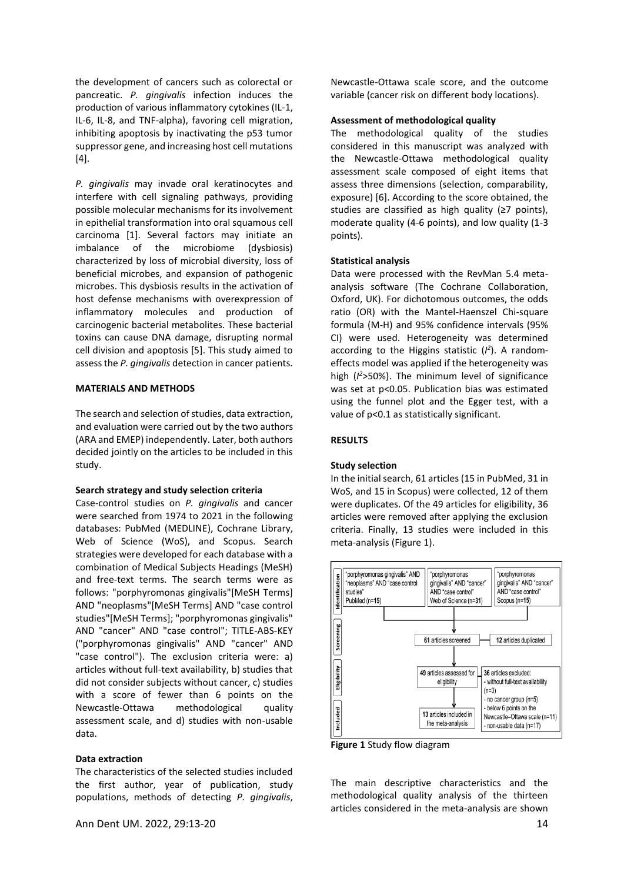the development of cancers such as colorectal or pancreatic. *P. gingivalis* infection induces the production of various inflammatory cytokines (IL-1, IL-6, IL-8, and TNF-alpha), favoring cell migration, inhibiting apoptosis by inactivating the p53 tumor suppressor gene, and increasing host cell mutations [4].

*P. gingivalis* may invade oral keratinocytes and interfere with cell signaling pathways, providing possible molecular mechanisms for its involvement in epithelial transformation into oral squamous cell carcinoma [1]. Several factors may initiate an imbalance of the microbiome (dysbiosis) characterized by loss of microbial diversity, loss of beneficial microbes, and expansion of pathogenic microbes. This dysbiosis results in the activation of host defense mechanisms with overexpression of inflammatory molecules and production of carcinogenic bacterial metabolites. These bacterial toxins can cause DNA damage, disrupting normal cell division and apoptosis [5]. This study aimed to assess the *P. gingivalis* detection in cancer patients.

## MATERIALS AND METHODS

The search and selection of studies, data extraction, and evaluation were carried out by the two authors (ARA and EMEP) independently. Later, both authors decided jointly on the articles to be included in this study.

### Search strategy and study selection criteria

Case-control studies on *P. gingivalis* and cancer were searched from 1974 to 2021 in the following databases: PubMed (MEDLINE), Cochrane Library, Web of Science (WoS), and Scopus. Search strategies were developed for each database with a combination of Medical Subjects Headings (MeSH) and free-text terms. The search terms were as follows: "porphyromonas gingivalis"[MeSH Terms] AND "neoplasms"[MeSH Terms] AND "case control studies"[MeSH Terms]; "porphyromonas gingivalis" AND "cancer" AND "case control"; TITLE-ABS-KEY ("porphyromonas gingivalis" AND "cancer" AND "case control"). The exclusion criteria were: a) articles without full-text availability, b) studies that did not consider subjects without cancer, c) studies with a score of fewer than 6 points on the Newcastle-Ottawa methodological quality assessment scale, and d) studies with non-usable data.

### Data extraction

The characteristics of the selected studies included the first author, year of publication, study populations, methods of detecting *P. gingivalis*, Newcastle-Ottawa scale score, and the outcome variable (cancer risk on different body locations).

### Assessment of methodological quality

The methodological quality of the studies considered in this manuscript was analyzed with the Newcastle-Ottawa methodological quality assessment scale composed of eight items that assess three dimensions (selection, comparability, exposure) [6]. According to the score obtained, the studies are classified as high quality (≥7 points), moderate quality (4-6 points), and low quality (1-3 points).

### Statistical analysis

Data were processed with the RevMan 5.4 meta-analysis software (The Cochrane Collaboration, Oxford, UK). For dichotomous outcomes, the odds ratio (OR) with the Mantel-Haenszel Chi-square formula (M-H) and 95% confidence intervals (95% CI) were used. Heterogeneity was determined according to the Higgins statistic ($I^2$). A random-effects model was applied if the heterogeneity was high ($I^2$>50%). The minimum level of significance was set at $p<0.05$. Publication bias was estimated using the funnel plot and the Egger test, with a value of $p<0.1$ as statistically significant.

## RESULTS

### Study selection

In the initial search, 61 articles (15 in PubMed, 31 in WoS, and 15 in Scopus) were collected, 12 of them were duplicates. Of the 49 articles for eligibility, 36 articles were removed after applying the exclusion criteria. Finally, 13 studies were included in this meta-analysis (Figure 1).

Identification: "porphyromonas gingivalis" AND "neoplasms" AND "case control studies" PubMed (n=15); "porphyromonas gingivalis" AND "cancer" AND "case control" Web of Science (n=31); "porphyromonas gingivalis" AND "cancer" AND "case control" Scopus (n=15)

Screening: 61 articles screened → 12 articles duplicated

Eligibility: 49 articles assessed for eligibility → 36 articles excluded: - without full-text availability (n=3) - no cancer group (n=5) - below 6 points on the Newcastle–Ottawa scale (n=11) - non-usable data (n=17)

Included: 13 articles included in the meta-analysis

**Figure 1** Study flow diagram

The main descriptive characteristics and the methodological quality analysis of the thirteen articles considered in the meta-analysis are shown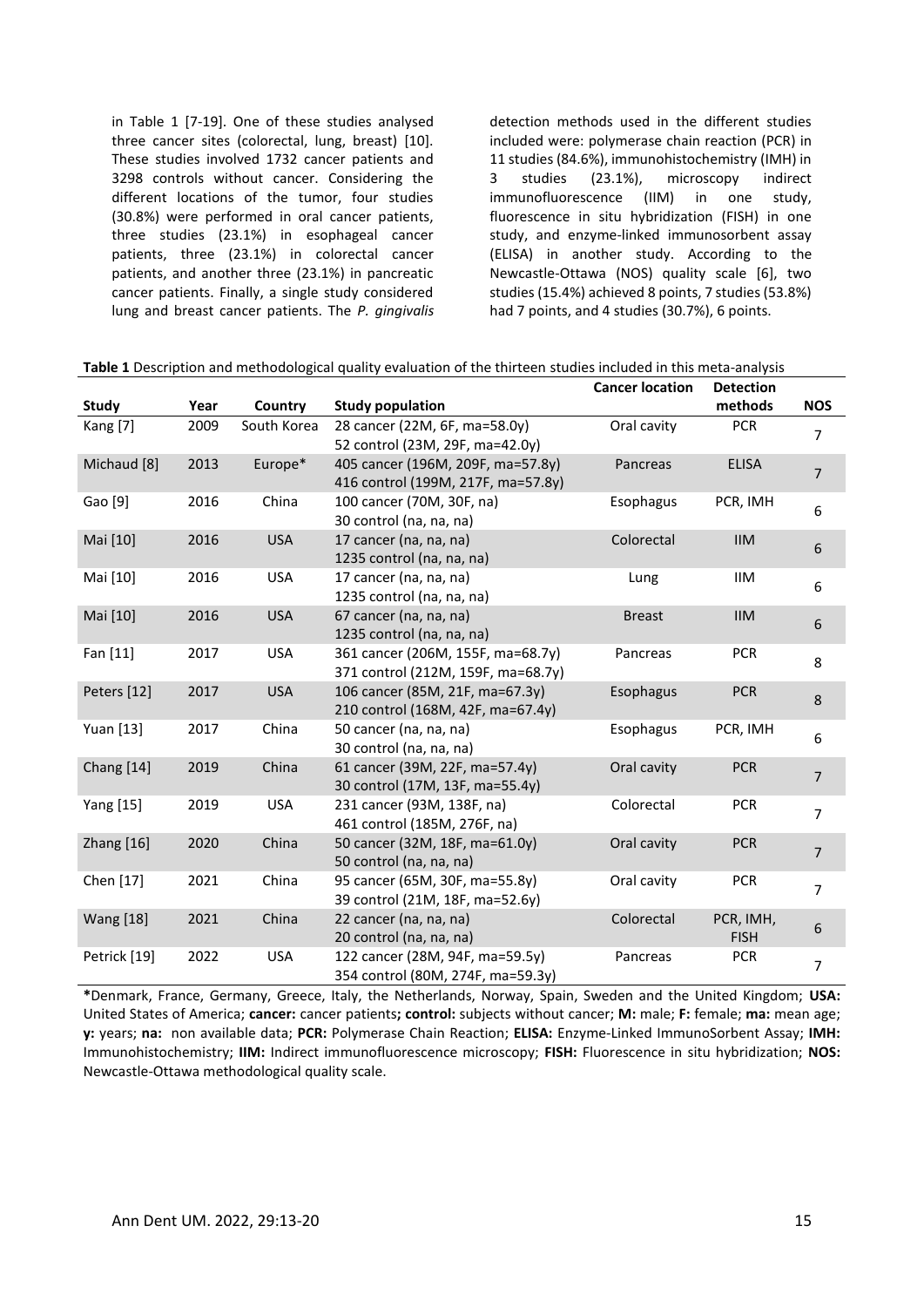in Table 1 [7-19]. One of these studies analysed three cancer sites (colorectal, lung, breast) [10]. These studies involved 1732 cancer patients and 3298 controls without cancer. Considering the different locations of the tumor, four studies (30.8%) were performed in oral cancer patients, three studies (23.1%) in esophageal cancer patients, three (23.1%) in colorectal cancer patients, and another three (23.1%) in pancreatic cancer patients. Finally, a single study considered lung and breast cancer patients. The *P. gingivalis* detection methods used in the different studies included were: polymerase chain reaction (PCR) in 11 studies (84.6%), immunohistochemistry (IMH) in 3 studies (23.1%), microscopy indirect immunofluorescence (IIM) in one study, fluorescence in situ hybridization (FISH) in one study, and enzyme-linked immunosorbent assay (ELISA) in another study. According to the Newcastle-Ottawa (NOS) quality scale [6], two studies (15.4%) achieved 8 points, 7 studies (53.8%) had 7 points, and 4 studies (30.7%), 6 points.

**Table 1** Description and methodological quality evaluation of the thirteen studies included in this meta-analysis

| Study | Year | Country | Study population | Cancer location | Detection methods | NOS |
|---|---|---|---|---|---|---|
| Kang [7] | 2009 | South Korea | 28 cancer (22M, 6F, ma=58.0y)<br>52 control (23M, 29F, ma=42.0y) | Oral cavity | PCR | 7 |
| Michaud [8] | 2013 | Europe* | 405 cancer (196M, 209F, ma=57.8y)<br>416 control (199M, 217F, ma=57.8y) | Pancreas | ELISA | 7 |
| Gao [9] | 2016 | China | 100 cancer (70M, 30F, na)<br>30 control (na, na, na) | Esophagus | PCR, IMH | 6 |
| Mai [10] | 2016 | USA | 17 cancer (na, na, na)<br>1235 control (na, na, na) | Colorectal | IIM | 6 |
| Mai [10] | 2016 | USA | 17 cancer (na, na, na)<br>1235 control (na, na, na) | Lung | IIM | 6 |
| Mai [10] | 2016 | USA | 67 cancer (na, na, na)<br>1235 control (na, na, na) | Breast | IIM | 6 |
| Fan [11] | 2017 | USA | 361 cancer (206M, 155F, ma=68.7y)<br>371 control (212M, 159F, ma=68.7y) | Pancreas | PCR | 8 |
| Peters [12] | 2017 | USA | 106 cancer (85M, 21F, ma=67.3y)<br>210 control (168M, 42F, ma=67.4y) | Esophagus | PCR | 8 |
| Yuan [13] | 2017 | China | 50 cancer (na, na, na)<br>30 control (na, na, na) | Esophagus | PCR, IMH | 6 |
| Chang [14] | 2019 | China | 61 cancer (39M, 22F, ma=57.4y)<br>30 control (17M, 13F, ma=55.4y) | Oral cavity | PCR | 7 |
| Yang [15] | 2019 | USA | 231 cancer (93M, 138F, na)<br>461 control (185M, 276F, na) | Colorectal | PCR | 7 |
| Zhang [16] | 2020 | China | 50 cancer (32M, 18F, ma=61.0y)<br>50 control (na, na, na) | Oral cavity | PCR | 7 |
| Chen [17] | 2021 | China | 95 cancer (65M, 30F, ma=55.8y)<br>39 control (21M, 18F, ma=52.6y) | Oral cavity | PCR | 7 |
| Wang [18] | 2021 | China | 22 cancer (na, na, na)<br>20 control (na, na, na) | Colorectal | PCR, IMH, FISH | 6 |
| Petrick [19] | 2022 | USA | 122 cancer (28M, 94F, ma=59.5y)<br>354 control (80M, 274F, ma=59.3y) | Pancreas | PCR | 7 |

***Denmark, France, Germany, Greece, Italy, the Netherlands, Norway, Spain, Sweden and the United Kingdom; **USA:** United States of America; **cancer:** cancer patients**; control:** subjects without cancer; **M:** male; **F:** female; **ma:** mean age; **y:** years; **na:** non available data; **PCR:** Polymerase Chain Reaction; **ELISA:** Enzyme-Linked ImmunoSorbent Assay; **IMH:** Immunohistochemistry; **IIM:** Indirect immunofluorescence microscopy; **FISH:** Fluorescence in situ hybridization; **NOS:** Newcastle-Ottawa methodological quality scale.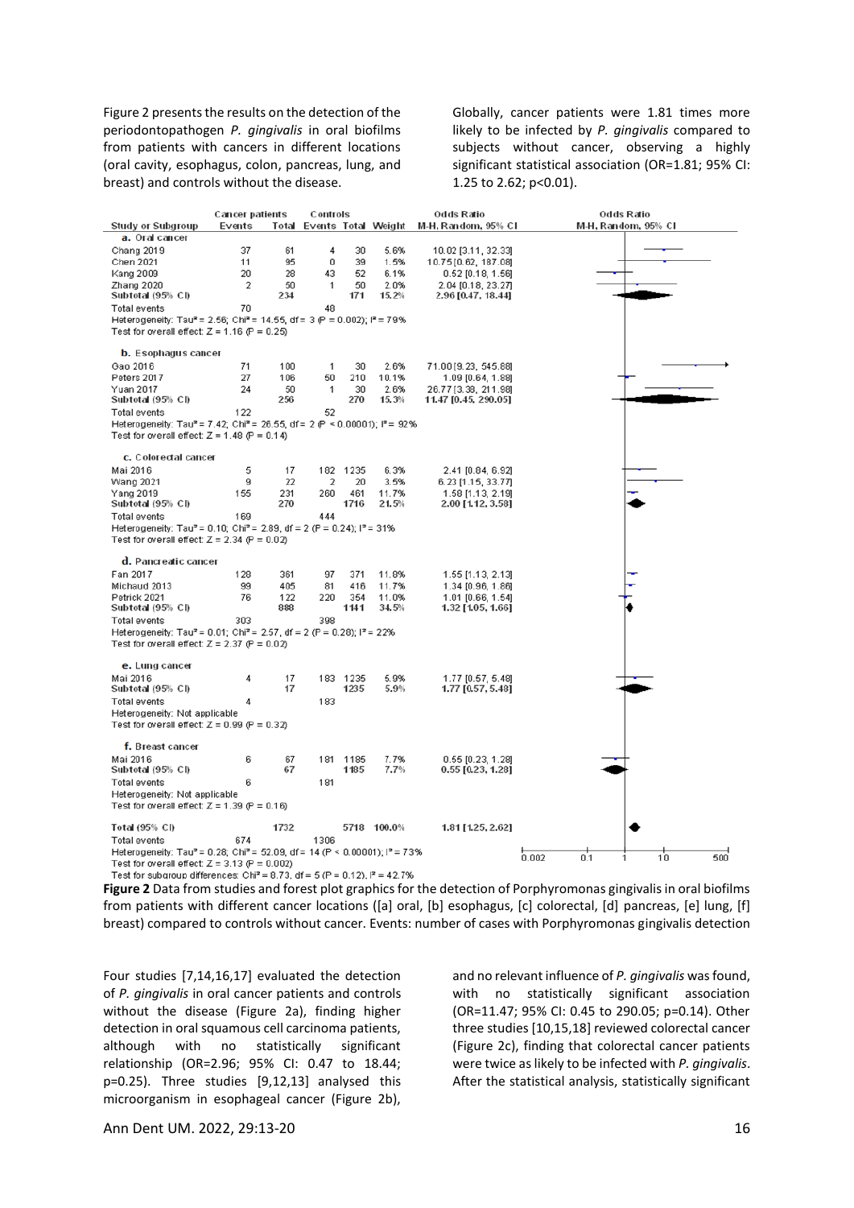Figure 2 presents the results on the detection of the periodontopathogen *P. gingivalis* in oral biofilms from patients with cancers in different locations (oral cavity, esophagus, colon, pancreas, lung, and breast) and controls without the disease.

Globally, cancer patients were 1.81 times more likely to be infected by *P. gingivalis* compared to subjects without cancer, observing a highly significant statistical association (OR=1.81; 95% CI: 1.25 to 2.62; p<0.01).

| Study or Subgroup | Cancer patients | | Controls | | Weight | Odds Ratio |
|---|---|---|---|---|---|---|
| | Events | Total | Events | Total | | M-H, Random, 95% CI |
| **a.** Oral cancer | | | | | | |
| Chang 2019 | 37 | 61 | 4 | 30 | 5.6% | 10.02 [3.11, 32.33] |
| Chen 2021 | 11 | 95 | 0 | 39 | 1.5% | 10.75 [0.62, 187.08] |
| Kang 2009 | 20 | 28 | 43 | 52 | 6.1% | 0.52 [0.18, 1.56] |
| Zhang 2020 | 2 | 50 | 1 | 50 | 2.0% | 2.04 [0.18, 23.27] |
| Subtotal (95% CI) | | 234 | | 171 | 15.2% | 2.96 [0.47, 18.44] |
| Total events | 70 | | 48 | | | |
| Heterogeneity: Tau² = 2.56; Chi² = 14.55, df = 3 (P = 0.002); I² = 79% | | | | | | |
| Test for overall effect: Z = 1.16 (P = 0.25) | | | | | | |
| **b.** Esophagus cancer | | | | | | |
| Gao 2016 | 71 | 100 | 1 | 30 | 2.6% | 71.00 [9.23, 545.88] |
| Peters 2017 | 27 | 106 | 50 | 210 | 10.1% | 1.09 [0.64, 1.88] |
| Yuan 2017 | 24 | 50 | 1 | 30 | 2.6% | 26.77 [3.38, 211.98] |
| Subtotal (95% CI) | | 256 | | 270 | 15.3% | 11.47 [0.45, 290.05] |
| Total events | 122 | | 52 | | | |
| Heterogeneity: Tau² = 7.42; Chi² = 26.55, df = 2 (P < 0.00001); I² = 92% | | | | | | |
| Test for overall effect: Z = 1.48 (P = 0.14) | | | | | | |
| **c.** Colorectal cancer | | | | | | |
| Mai 2016 | 5 | 17 | 182 | 1235 | 6.3% | 2.41 [0.84, 6.92] |
| Wang 2021 | 9 | 22 | 2 | 20 | 3.5% | 6.23 [1.15, 33.77] |
| Yang 2019 | 155 | 231 | 260 | 461 | 11.7% | 1.58 [1.13, 2.19] |
| Subtotal (95% CI) | | 270 | | 1716 | 21.5% | 2.00 [1.12, 3.58] |
| Total events | 169 | | 444 | | | |
| Heterogeneity: Tau² = 0.10; Chi² = 2.89, df = 2 (P = 0.24); I² = 31% | | | | | | |
| Test for overall effect: Z = 2.34 (P = 0.02) | | | | | | |
| **d.** Pancreatic cancer | | | | | | |
| Fan 2017 | 128 | 361 | 97 | 371 | 11.8% | 1.55 [1.13, 2.13] |
| Michaud 2013 | 99 | 405 | 81 | 416 | 11.7% | 1.34 [0.96, 1.86] |
| Petrick 2021 | 76 | 122 | 220 | 354 | 11.0% | 1.01 [0.66, 1.54] |
| Subtotal (95% CI) | | 888 | | 1141 | 34.5% | 1.32 [1.05, 1.66] |
| Total events | 303 | | 398 | | | |
| Heterogeneity: Tau² = 0.01; Chi² = 2.57, df = 2 (P = 0.28); I² = 22% | | | | | | |
| Test for overall effect: Z = 2.37 (P = 0.02) | | | | | | |
| **e.** Lung cancer | | | | | | |
| Mai 2016 | 4 | 17 | 183 | 1235 | 5.9% | 1.77 [0.57, 5.48] |
| Subtotal (95% CI) | | 17 | | 1235 | 5.9% | 1.77 [0.57, 5.48] |
| Total events | 4 | | 183 | | | |
| Heterogeneity: Not applicable | | | | | | |
| Test for overall effect: Z = 0.99 (P = 0.32) | | | | | | |
| **f.** Breast cancer | | | | | | |
| Mai 2016 | 6 | 67 | 181 | 1185 | 7.7% | 0.55 [0.23, 1.28] |
| Subtotal (95% CI) | | 67 | | 1185 | 7.7% | 0.55 [0.23, 1.28] |
| Total events | 6 | | 181 | | | |
| Heterogeneity: Not applicable | | | | | | |
| Test for overall effect: Z = 1.39 (P = 0.16) | | | | | | |
| **Total (95% CI)** | | 1732 | | 5718 | 100.0% | 1.81 [1.25, 2.62] |
| Total events | 674 | | 1306 | | | |
| Heterogeneity: Tau² = 0.28; Chi² = 52.09, df = 14 (P < 0.00001); I² = 73% | | | | | | |
| Test for overall effect: Z = 3.13 (P = 0.002) | | | | | | |
| Test for subgroup differences: Chi² = 8.73, df = 5 (P = 0.12), I² = 42.7% | | | | | | |

**Figure 2** Data from studies and forest plot graphics for the detection of Porphyromonas gingivalis in oral biofilms from patients with different cancer locations ([a] oral, [b] esophagus, [c] colorectal, [d] pancreas, [e] lung, [f] breast) compared to controls without cancer. Events: number of cases with Porphyromonas gingivalis detection

Four studies [7,14,16,17] evaluated the detection of *P. gingivalis* in oral cancer patients and controls without the disease (Figure 2a), finding higher detection in oral squamous cell carcinoma patients, although with no statistically significant relationship (OR=2.96; 95% CI: 0.47 to 18.44; p=0.25). Three studies [9,12,13] analysed this microorganism in esophageal cancer (Figure 2b), and no relevant influence of *P. gingivalis* was found, with no statistically significant association (OR=11.47; 95% CI: 0.45 to 290.05; p=0.14). Other three studies [10,15,18] reviewed colorectal cancer (Figure 2c), finding that colorectal cancer patients were twice as likely to be infected with *P. gingivalis*. After the statistical analysis, statistically significant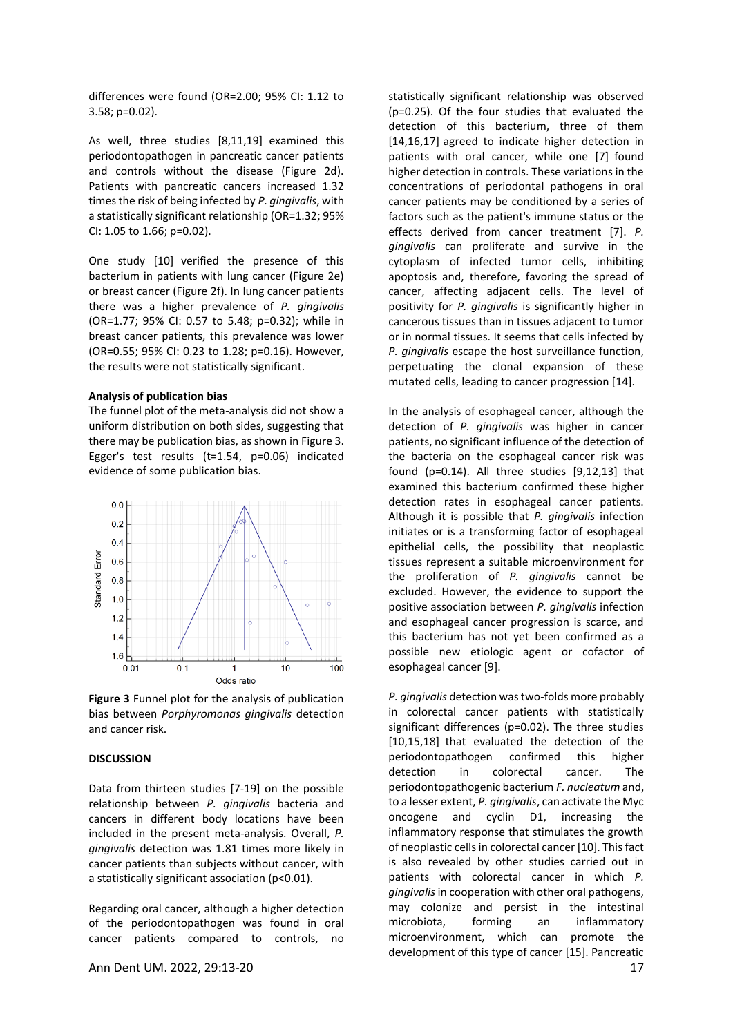differences were found (OR=2.00; 95% CI: 1.12 to 3.58; p=0.02).

As well, three studies [8,11,19] examined this periodontopathogen in pancreatic cancer patients and controls without the disease (Figure 2d). Patients with pancreatic cancers increased 1.32 times the risk of being infected by *P. gingivalis*, with a statistically significant relationship (OR=1.32; 95% CI: 1.05 to 1.66; p=0.02).

One study [10] verified the presence of this bacterium in patients with lung cancer (Figure 2e) or breast cancer (Figure 2f). In lung cancer patients there was a higher prevalence of *P. gingivalis* (OR=1.77; 95% CI: 0.57 to 5.48; p=0.32); while in breast cancer patients, this prevalence was lower (OR=0.55; 95% CI: 0.23 to 1.28; p=0.16). However, the results were not statistically significant.

**Analysis of publication bias**

The funnel plot of the meta-analysis did not show a uniform distribution on both sides, suggesting that there may be publication bias, as shown in Figure 3. Egger's test results (t=1.54, p=0.06) indicated evidence of some publication bias.

**Figure 3** Funnel plot for the analysis of publication bias between *Porphyromonas gingivalis* detection and cancer risk.

**DISCUSSION**

Data from thirteen studies [7-19] on the possible relationship between *P. gingivalis* bacteria and cancers in different body locations have been included in the present meta-analysis. Overall, *P. gingivalis* detection was 1.81 times more likely in cancer patients than subjects without cancer, with a statistically significant association (p<0.01).

Regarding oral cancer, although a higher detection of the periodontopathogen was found in oral cancer patients compared to controls, no statistically significant relationship was observed (p=0.25). Of the four studies that evaluated the detection of this bacterium, three of them [14,16,17] agreed to indicate higher detection in patients with oral cancer, while one [7] found higher detection in controls. These variations in the concentrations of periodontal pathogens in oral cancer patients may be conditioned by a series of factors such as the patient's immune status or the effects derived from cancer treatment [7]. *P. gingivalis* can proliferate and survive in the cytoplasm of infected tumor cells, inhibiting apoptosis and, therefore, favoring the spread of cancer, affecting adjacent cells. The level of positivity for *P. gingivalis* is significantly higher in cancerous tissues than in tissues adjacent to tumor or in normal tissues. It seems that cells infected by *P. gingivalis* escape the host surveillance function, perpetuating the clonal expansion of these mutated cells, leading to cancer progression [14].

In the analysis of esophageal cancer, although the detection of *P. gingivalis* was higher in cancer patients, no significant influence of the detection of the bacteria on the esophageal cancer risk was found (p=0.14). All three studies [9,12,13] that examined this bacterium confirmed these higher detection rates in esophageal cancer patients. Although it is possible that *P. gingivalis* infection initiates or is a transforming factor of esophageal epithelial cells, the possibility that neoplastic tissues represent a suitable microenvironment for the proliferation of *P. gingivalis* cannot be excluded. However, the evidence to support the positive association between *P. gingivalis* infection and esophageal cancer progression is scarce, and this bacterium has not yet been confirmed as a possible new etiologic agent or cofactor of esophageal cancer [9].

*P. gingivalis* detection was two-folds more probably in colorectal cancer patients with statistically significant differences (p=0.02). The three studies [10,15,18] that evaluated the detection of the periodontopathogen confirmed this higher detection in colorectal cancer. The periodontopathogenic bacterium *F. nucleatum* and, to a lesser extent, *P. gingivalis*, can activate the Myc oncogene and cyclin D1, increasing the inflammatory response that stimulates the growth of neoplastic cells in colorectal cancer [10]. This fact is also revealed by other studies carried out in patients with colorectal cancer in which *P. gingivalis* in cooperation with other oral pathogens, may colonize and persist in the intestinal microbiota, forming an inflammatory microenvironment, which can promote the development of this type of cancer [15]. Pancreatic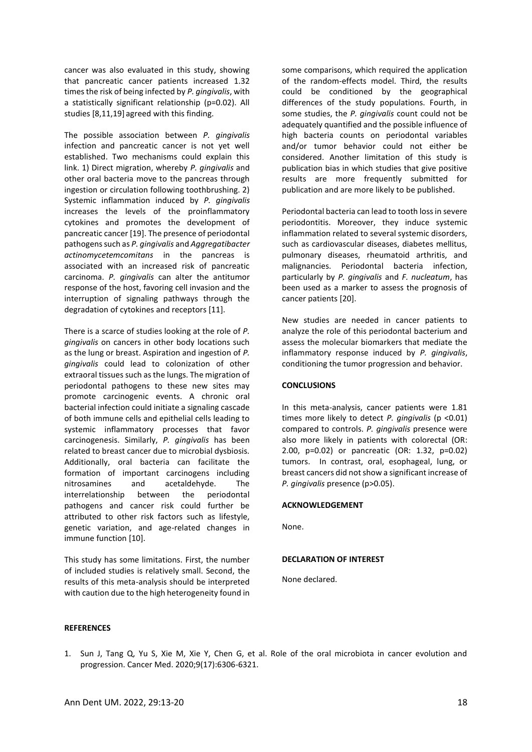cancer was also evaluated in this study, showing that pancreatic cancer patients increased 1.32 times the risk of being infected by *P. gingivalis*, with a statistically significant relationship (p=0.02). All studies [8,11,19] agreed with this finding.

The possible association between *P. gingivalis* infection and pancreatic cancer is not yet well established. Two mechanisms could explain this link. 1) Direct migration, whereby *P. gingivalis* and other oral bacteria move to the pancreas through ingestion or circulation following toothbrushing. 2) Systemic inflammation induced by *P. gingivalis* increases the levels of the proinflammatory cytokines and promotes the development of pancreatic cancer [19]. The presence of periodontal pathogens such as *P. gingivalis* and *Aggregatibacter actinomycetemcomitans* in the pancreas is associated with an increased risk of pancreatic carcinoma. *P. gingivalis* can alter the antitumor response of the host, favoring cell invasion and the interruption of signaling pathways through the degradation of cytokines and receptors [11].

There is a scarce of studies looking at the role of *P. gingivalis* on cancers in other body locations such as the lung or breast. Aspiration and ingestion of *P. gingivalis* could lead to colonization of other extraoral tissues such as the lungs. The migration of periodontal pathogens to these new sites may promote carcinogenic events. A chronic oral bacterial infection could initiate a signaling cascade of both immune cells and epithelial cells leading to systemic inflammatory processes that favor carcinogenesis. Similarly, *P. gingivalis* has been related to breast cancer due to microbial dysbiosis. Additionally, oral bacteria can facilitate the formation of important carcinogens including nitrosamines and acetaldehyde. The interrelationship between the periodontal pathogens and cancer risk could further be attributed to other risk factors such as lifestyle, genetic variation, and age-related changes in immune function [10].

This study has some limitations. First, the number of included studies is relatively small. Second, the results of this meta-analysis should be interpreted with caution due to the high heterogeneity found in some comparisons, which required the application of the random-effects model. Third, the results could be conditioned by the geographical differences of the study populations. Fourth, in some studies, the *P. gingivalis* count could not be adequately quantified and the possible influence of high bacteria counts on periodontal variables and/or tumor behavior could not either be considered. Another limitation of this study is publication bias in which studies that give positive results are more frequently submitted for publication and are more likely to be published.

Periodontal bacteria can lead to tooth loss in severe periodontitis. Moreover, they induce systemic inflammation related to several systemic disorders, such as cardiovascular diseases, diabetes mellitus, pulmonary diseases, rheumatoid arthritis, and malignancies. Periodontal bacteria infection, particularly by *P. gingivalis* and *F. nucleatum*, has been used as a marker to assess the prognosis of cancer patients [20].

New studies are needed in cancer patients to analyze the role of this periodontal bacterium and assess the molecular biomarkers that mediate the inflammatory response induced by *P. gingivalis*, conditioning the tumor progression and behavior.

**CONCLUSIONS**

In this meta-analysis, cancer patients were 1.81 times more likely to detect *P. gingivalis* (p <0.01) compared to controls. *P. gingivalis* presence were also more likely in patients with colorectal (OR: 2.00, p=0.02) or pancreatic (OR: 1.32, p=0.02) tumors. In contrast, oral, esophageal, lung, or breast cancers did not show a significant increase of *P. gingivalis* presence (p>0.05).

**ACKNOWLEDGEMENT**

None.

**DECLARATION OF INTEREST**

None declared.

**REFERENCES**

1. Sun J, Tang Q, Yu S, Xie M, Xie Y, Chen G, et al. Role of the oral microbiota in cancer evolution and progression. Cancer Med. 2020;9(17):6306-6321.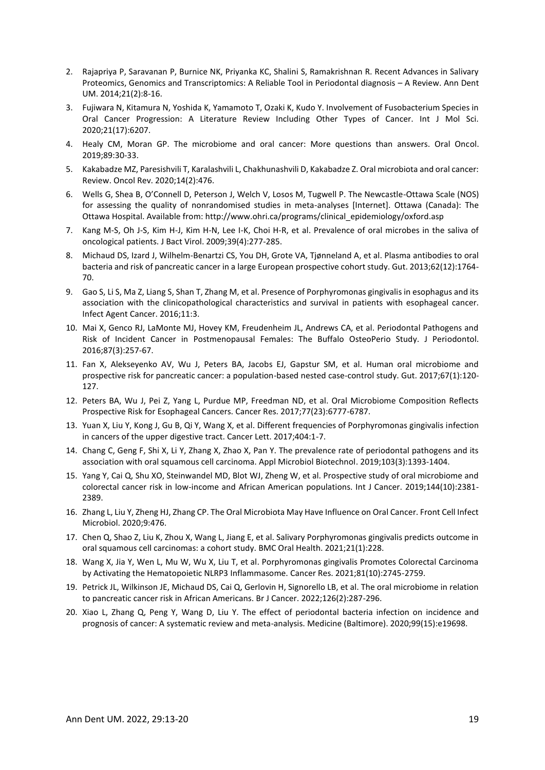2. Rajapriya P, Saravanan P, Burnice NK, Priyanka KC, Shalini S, Ramakrishnan R. Recent Advances in Salivary Proteomics, Genomics and Transcriptomics: A Reliable Tool in Periodontal diagnosis – A Review. Ann Dent UM. 2014;21(2):8-16.
3. Fujiwara N, Kitamura N, Yoshida K, Yamamoto T, Ozaki K, Kudo Y. Involvement of Fusobacterium Species in Oral Cancer Progression: A Literature Review Including Other Types of Cancer. Int J Mol Sci. 2020;21(17):6207.
4. Healy CM, Moran GP. The microbiome and oral cancer: More questions than answers. Oral Oncol. 2019;89:30-33.
5. Kakabadze MZ, Paresishvili T, Karalashvili L, Chakhunashvili D, Kakabadze Z. Oral microbiota and oral cancer: Review. Oncol Rev. 2020;14(2):476.
6. Wells G, Shea B, O'Connell D, Peterson J, Welch V, Losos M, Tugwell P. The Newcastle-Ottawa Scale (NOS) for assessing the quality of nonrandomised studies in meta-analyses [Internet]. Ottawa (Canada): The Ottawa Hospital. Available from: http://www.ohri.ca/programs/clinical_epidemiology/oxford.asp
7. Kang M-S, Oh J-S, Kim H-J, Kim H-N, Lee I-K, Choi H-R, et al. Prevalence of oral microbes in the saliva of oncological patients. J Bact Virol. 2009;39(4):277-285.
8. Michaud DS, Izard J, Wilhelm-Benartzi CS, You DH, Grote VA, Tjønneland A, et al. Plasma antibodies to oral bacteria and risk of pancreatic cancer in a large European prospective cohort study. Gut. 2013;62(12):1764-70.
9. Gao S, Li S, Ma Z, Liang S, Shan T, Zhang M, et al. Presence of Porphyromonas gingivalis in esophagus and its association with the clinicopathological characteristics and survival in patients with esophageal cancer. Infect Agent Cancer. 2016;11:3.
10. Mai X, Genco RJ, LaMonte MJ, Hovey KM, Freudenheim JL, Andrews CA, et al. Periodontal Pathogens and Risk of Incident Cancer in Postmenopausal Females: The Buffalo OsteoPerio Study. J Periodontol. 2016;87(3):257-67.
11. Fan X, Alekseyenko AV, Wu J, Peters BA, Jacobs EJ, Gapstur SM, et al. Human oral microbiome and prospective risk for pancreatic cancer: a population-based nested case-control study. Gut. 2017;67(1):120-127.
12. Peters BA, Wu J, Pei Z, Yang L, Purdue MP, Freedman ND, et al. Oral Microbiome Composition Reflects Prospective Risk for Esophageal Cancers. Cancer Res. 2017;77(23):6777-6787.
13. Yuan X, Liu Y, Kong J, Gu B, Qi Y, Wang X, et al. Different frequencies of Porphyromonas gingivalis infection in cancers of the upper digestive tract. Cancer Lett. 2017;404:1-7.
14. Chang C, Geng F, Shi X, Li Y, Zhang X, Zhao X, Pan Y. The prevalence rate of periodontal pathogens and its association with oral squamous cell carcinoma. Appl Microbiol Biotechnol. 2019;103(3):1393-1404.
15. Yang Y, Cai Q, Shu XO, Steinwandel MD, Blot WJ, Zheng W, et al. Prospective study of oral microbiome and colorectal cancer risk in low-income and African American populations. Int J Cancer. 2019;144(10):2381-2389.
16. Zhang L, Liu Y, Zheng HJ, Zhang CP. The Oral Microbiota May Have Influence on Oral Cancer. Front Cell Infect Microbiol. 2020;9:476.
17. Chen Q, Shao Z, Liu K, Zhou X, Wang L, Jiang E, et al. Salivary Porphyromonas gingivalis predicts outcome in oral squamous cell carcinomas: a cohort study. BMC Oral Health. 2021;21(1):228.
18. Wang X, Jia Y, Wen L, Mu W, Wu X, Liu T, et al. Porphyromonas gingivalis Promotes Colorectal Carcinoma by Activating the Hematopoietic NLRP3 Inflammasome. Cancer Res. 2021;81(10):2745-2759.
19. Petrick JL, Wilkinson JE, Michaud DS, Cai Q, Gerlovin H, Signorello LB, et al. The oral microbiome in relation to pancreatic cancer risk in African Americans. Br J Cancer. 2022;126(2):287-296.
20. Xiao L, Zhang Q, Peng Y, Wang D, Liu Y. The effect of periodontal bacteria infection on incidence and prognosis of cancer: A systematic review and meta-analysis. Medicine (Baltimore). 2020;99(15):e19698.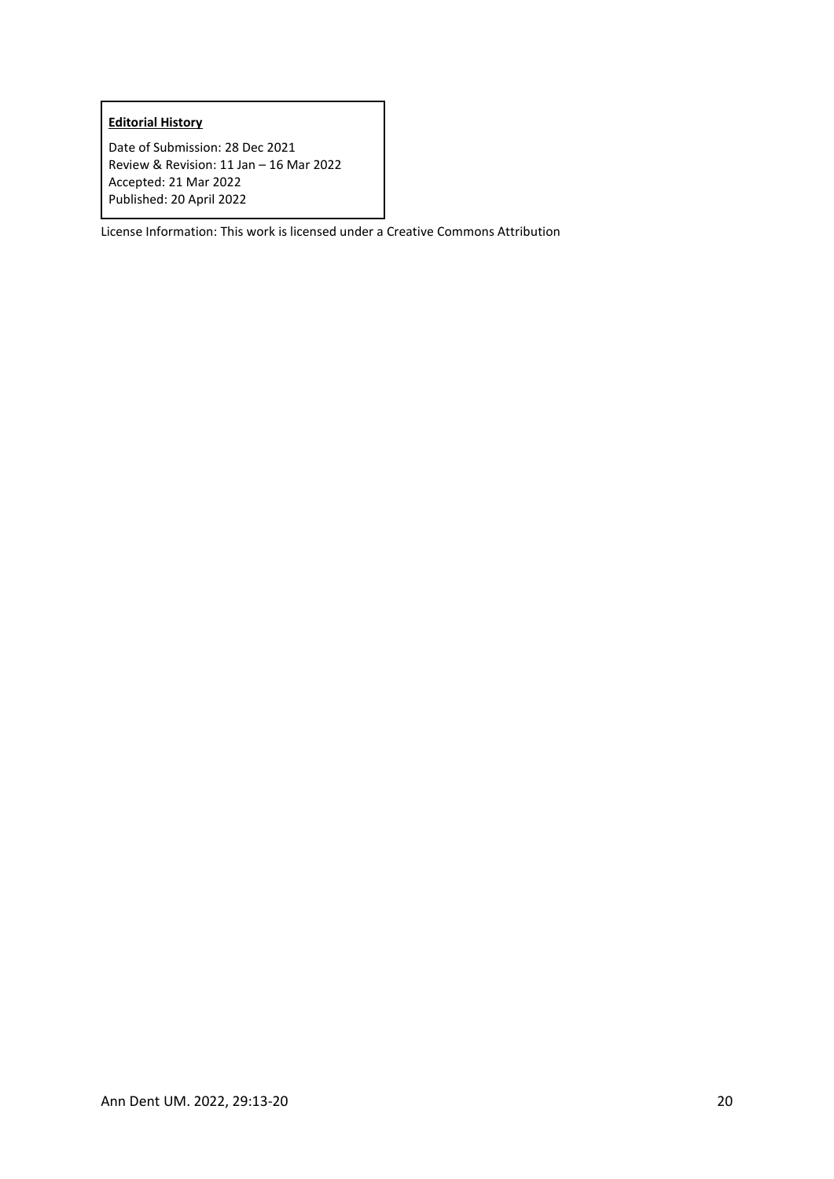**Editorial History**

Date of Submission: 28 Dec 2021
Review & Revision: 11 Jan – 16 Mar 2022
Accepted: 21 Mar 2022
Published: 20 April 2022

License Information: This work is licensed under a Creative Commons Attribution